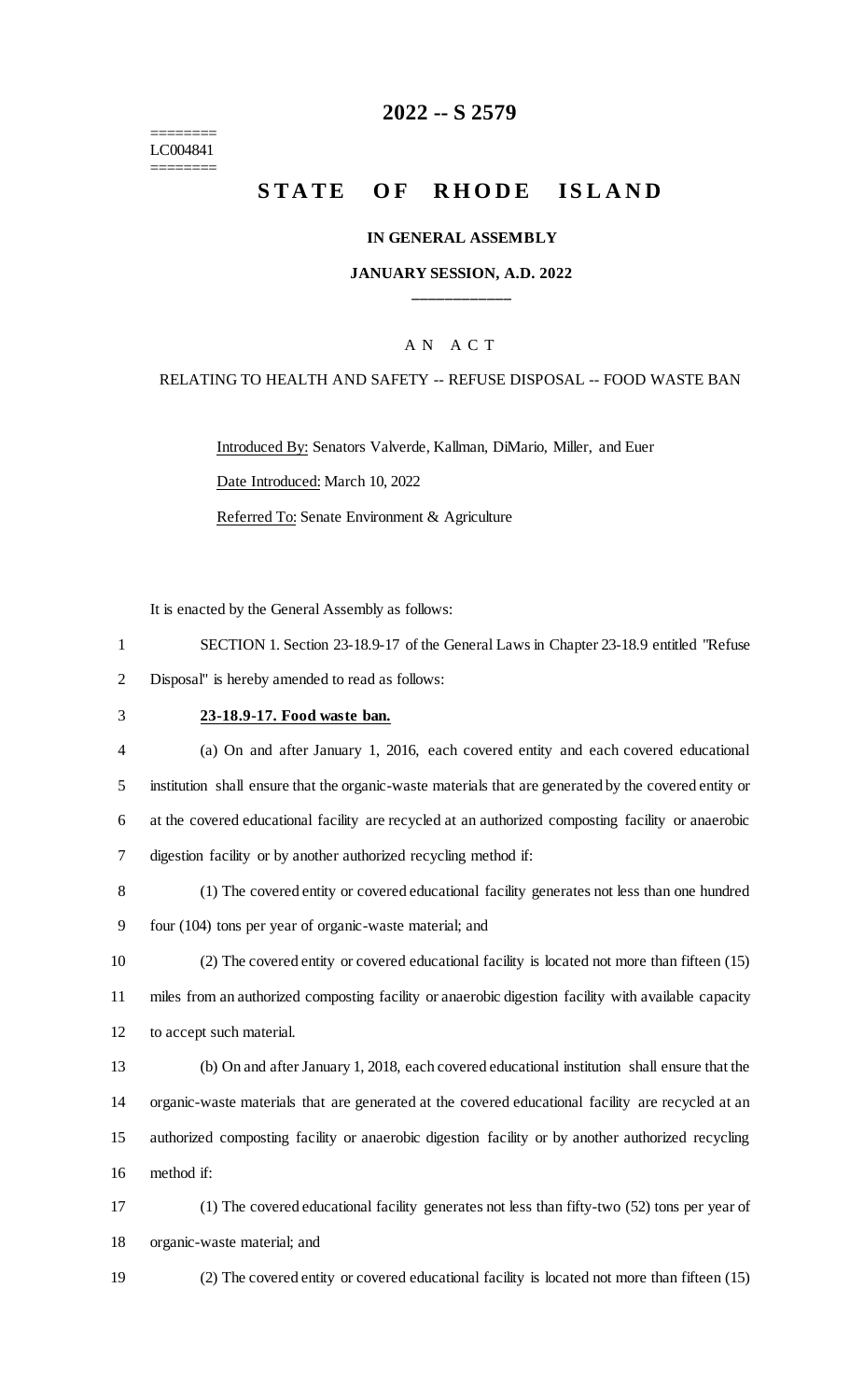========
LC004841
========

# 2022 -- S 2579

# STATE OF RHODE ISLAND

### IN GENERAL ASSEMBLY

### JANUARY SESSION, A.D. 2022

____________

A N A C T

RELATING TO HEALTH AND SAFETY -- REFUSE DISPOSAL -- FOOD WASTE BAN

Introduced By: Senators Valverde, Kallman, DiMario, Miller, and Euer

Date Introduced: March 10, 2022

Referred To: Senate Environment & Agriculture

It is enacted by the General Assembly as follows:

1 SECTION 1. Section 23-18.9-17 of the General Laws in Chapter 23-18.9 entitled "Refuse
2 Disposal" is hereby amended to read as follows:

3 **23-18.9-17. Food waste ban.**

4 (a) On and after January 1, 2016, each covered entity and each covered educational
5 institution shall ensure that the organic-waste materials that are generated by the covered entity or
6 at the covered educational facility are recycled at an authorized composting facility or anaerobic
7 digestion facility or by another authorized recycling method if:

8 (1) The covered entity or covered educational facility generates not less than one hundred
9 four (104) tons per year of organic-waste material; and

10 (2) The covered entity or covered educational facility is located not more than fifteen (15)
11 miles from an authorized composting facility or anaerobic digestion facility with available capacity
12 to accept such material.

13 (b) On and after January 1, 2018, each covered educational institution shall ensure that the
14 organic-waste materials that are generated at the covered educational facility are recycled at an
15 authorized composting facility or anaerobic digestion facility or by another authorized recycling
16 method if:

17 (1) The covered educational facility generates not less than fifty-two (52) tons per year of
18 organic-waste material; and

19 (2) The covered entity or covered educational facility is located not more than fifteen (15)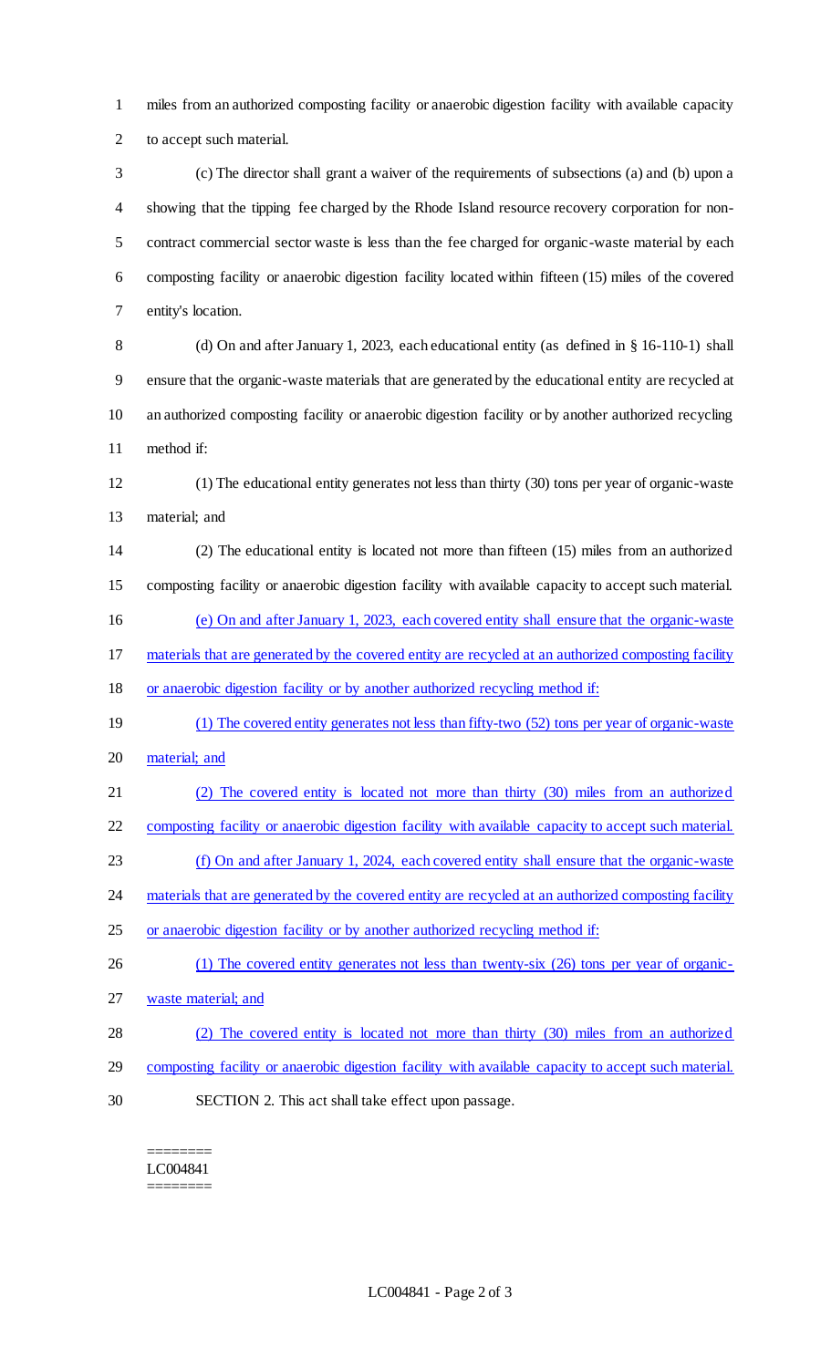miles from an authorized composting facility or anaerobic digestion facility with available capacity to accept such material.

(c) The director shall grant a waiver of the requirements of subsections (a) and (b) upon a showing that the tipping fee charged by the Rhode Island resource recovery corporation for non-contract commercial sector waste is less than the fee charged for organic-waste material by each composting facility or anaerobic digestion facility located within fifteen (15) miles of the covered entity's location.

(d) On and after January 1, 2023, each educational entity (as defined in § 16-110-1) shall ensure that the organic-waste materials that are generated by the educational entity are recycled at an authorized composting facility or anaerobic digestion facility or by another authorized recycling method if:

(1) The educational entity generates not less than thirty (30) tons per year of organic-waste material; and

(2) The educational entity is located not more than fifteen (15) miles from an authorized composting facility or anaerobic digestion facility with available capacity to accept such material.

(e) On and after January 1, 2023, each covered entity shall ensure that the organic-waste materials that are generated by the covered entity are recycled at an authorized composting facility or anaerobic digestion facility or by another authorized recycling method if:

(1) The covered entity generates not less than fifty-two (52) tons per year of organic-waste material; and

(2) The covered entity is located not more than thirty (30) miles from an authorized composting facility or anaerobic digestion facility with available capacity to accept such material.

(f) On and after January 1, 2024, each covered entity shall ensure that the organic-waste materials that are generated by the covered entity are recycled at an authorized composting facility or anaerobic digestion facility or by another authorized recycling method if:

(1) The covered entity generates not less than twenty-six (26) tons per year of organic-waste material; and

(2) The covered entity is located not more than thirty (30) miles from an authorized composting facility or anaerobic digestion facility with available capacity to accept such material.

SECTION 2. This act shall take effect upon passage.

========
LC004841
========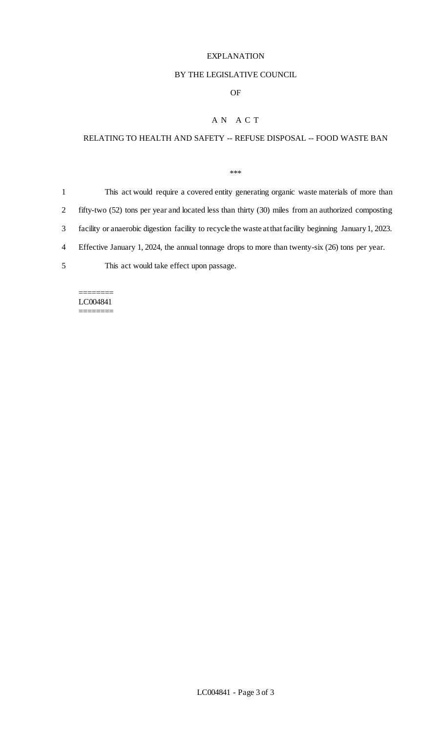EXPLANATION

BY THE LEGISLATIVE COUNCIL

OF

A N A C T

RELATING TO HEALTH AND SAFETY -- REFUSE DISPOSAL -- FOOD WASTE BAN

\*\*\*

This act would require a covered entity generating organic waste materials of more than fifty-two (52) tons per year and located less than thirty (30) miles from an authorized composting facility or anaerobic digestion facility to recycle the waste at that facility beginning January 1, 2023. Effective January 1, 2024, the annual tonnage drops to more than twenty-six (26) tons per year.

This act would take effect upon passage.

========
LC004841
========